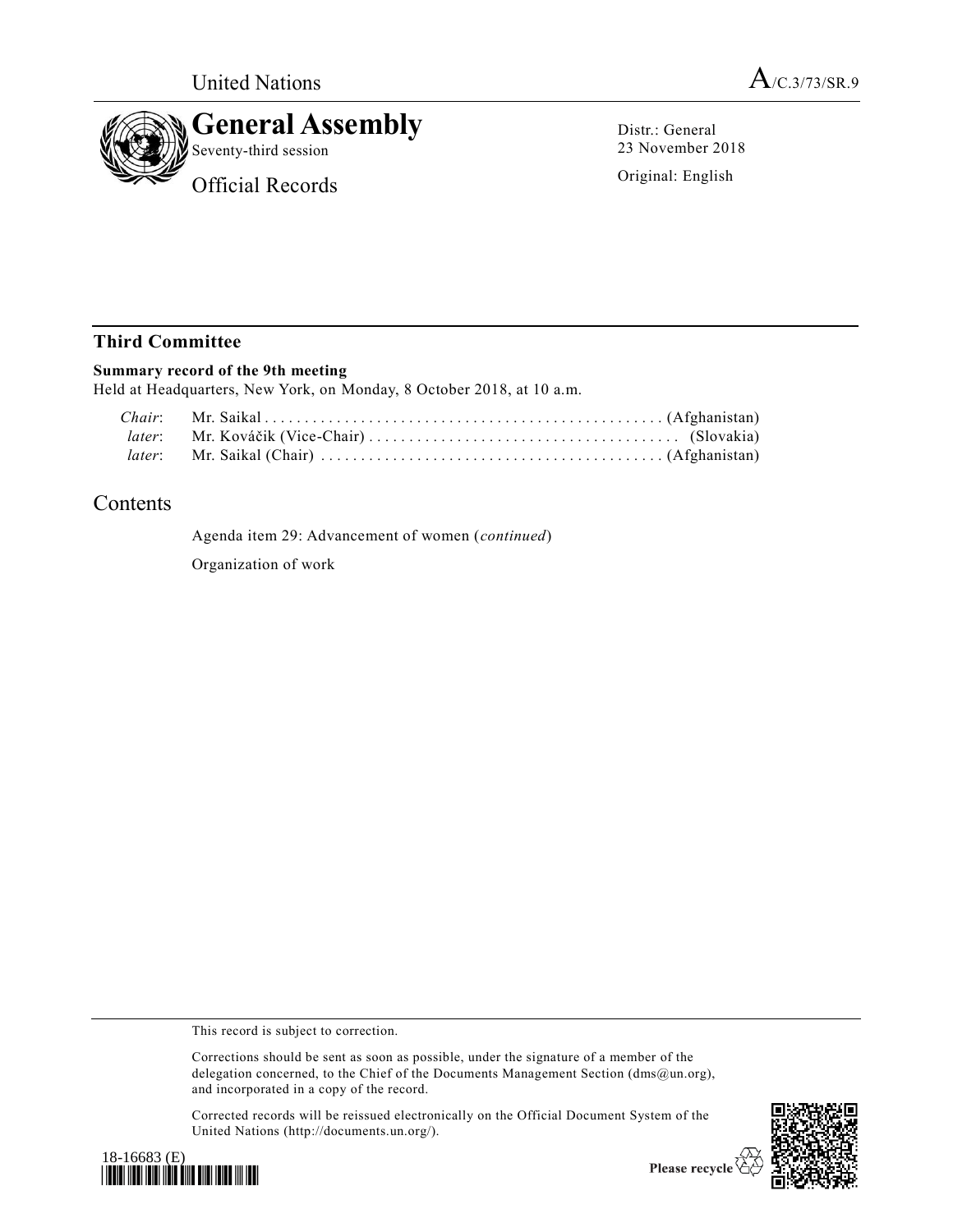United Nations

A/C.3/73/SR.9

# General Assembly

Seventy-third session

Official Records

Distr.: General
23 November 2018

Original: English

## Third Committee

**Summary record of the 9th meeting**

Held at Headquarters, New York, on Monday, 8 October 2018, at 10 a.m.

*Chair*: Mr. Saikal .................................................. (Afghanistan)
*later*: Mr. Kováčik (Vice-Chair) ....................................... (Slovakia)
*later*: Mr. Saikal (Chair) .......................................... (Afghanistan)

## Contents

Agenda item 29: Advancement of women (*continued*)

Organization of work

This record is subject to correction.

Corrections should be sent as soon as possible, under the signature of a member of the delegation concerned, to the Chief of the Documents Management Section (dms@un.org), and incorporated in a copy of the record.

Corrected records will be reissued electronically on the Official Document System of the United Nations (http://documents.un.org/).

18-16683 (E)

Please recycle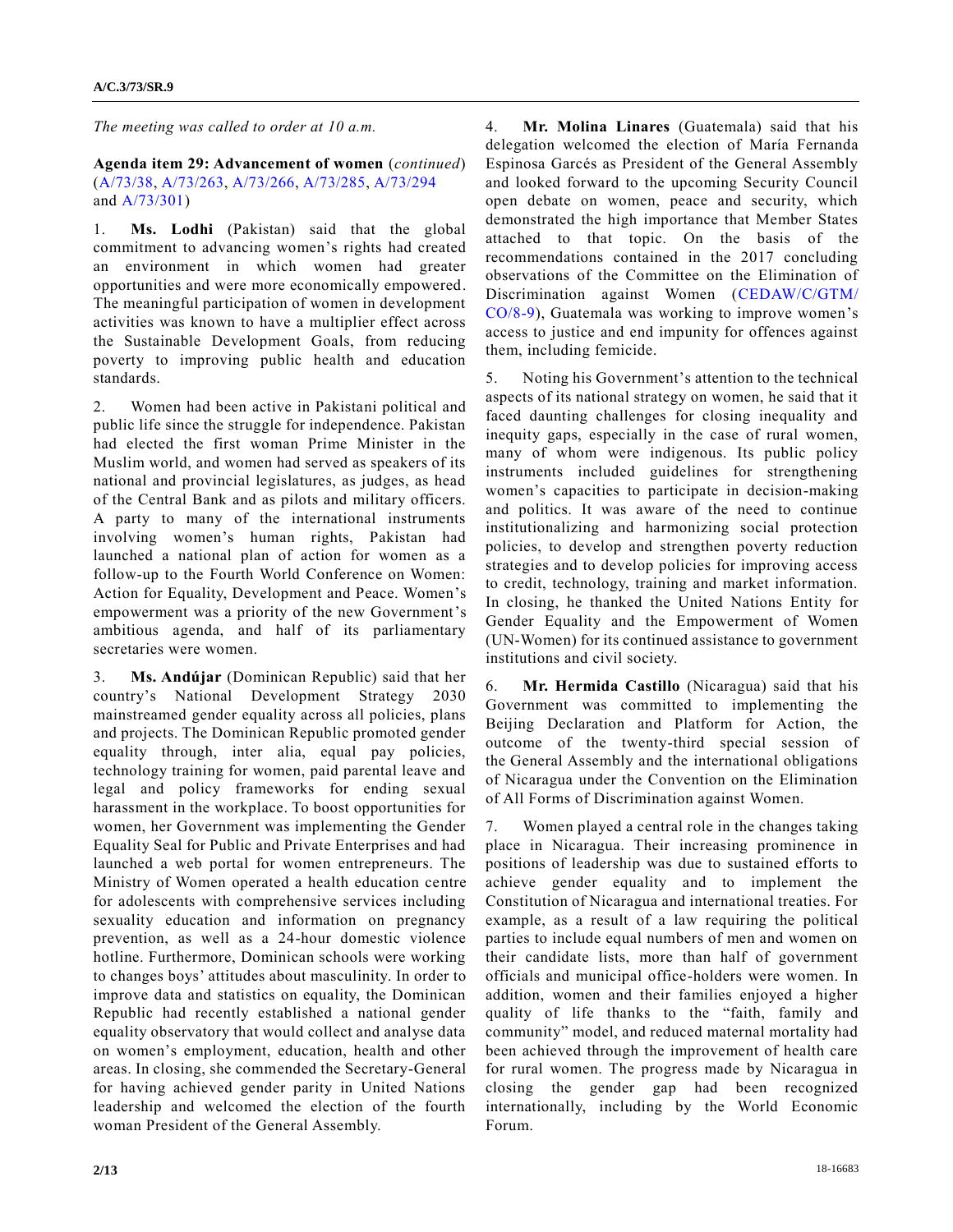*The meeting was called to order at 10 a.m.*

**Agenda item 29: Advancement of women** (*continued*) (A/73/38, A/73/263, A/73/266, A/73/285, A/73/294 and A/73/301)

1. **Ms. Lodhi** (Pakistan) said that the global commitment to advancing women's rights had created an environment in which women had greater opportunities and were more economically empowered. The meaningful participation of women in development activities was known to have a multiplier effect across the Sustainable Development Goals, from reducing poverty to improving public health and education standards.

2. Women had been active in Pakistani political and public life since the struggle for independence. Pakistan had elected the first woman Prime Minister in the Muslim world, and women had served as speakers of its national and provincial legislatures, as judges, as head of the Central Bank and as pilots and military officers. A party to many of the international instruments involving women's human rights, Pakistan had launched a national plan of action for women as a follow-up to the Fourth World Conference on Women: Action for Equality, Development and Peace. Women's empowerment was a priority of the new Government's ambitious agenda, and half of its parliamentary secretaries were women.

3. **Ms. Andújar** (Dominican Republic) said that her country's National Development Strategy 2030 mainstreamed gender equality across all policies, plans and projects. The Dominican Republic promoted gender equality through, inter alia, equal pay policies, technology training for women, paid parental leave and legal and policy frameworks for ending sexual harassment in the workplace. To boost opportunities for women, her Government was implementing the Gender Equality Seal for Public and Private Enterprises and had launched a web portal for women entrepreneurs. The Ministry of Women operated a health education centre for adolescents with comprehensive services including sexuality education and information on pregnancy prevention, as well as a 24-hour domestic violence hotline. Furthermore, Dominican schools were working to changes boys' attitudes about masculinity. In order to improve data and statistics on equality, the Dominican Republic had recently established a national gender equality observatory that would collect and analyse data on women's employment, education, health and other areas. In closing, she commended the Secretary-General for having achieved gender parity in United Nations leadership and welcomed the election of the fourth woman President of the General Assembly.

4. **Mr. Molina Linares** (Guatemala) said that his delegation welcomed the election of María Fernanda Espinosa Garcés as President of the General Assembly and looked forward to the upcoming Security Council open debate on women, peace and security, which demonstrated the high importance that Member States attached to that topic. On the basis of the recommendations contained in the 2017 concluding observations of the Committee on the Elimination of Discrimination against Women (CEDAW/C/GTM/CO/8-9), Guatemala was working to improve women's access to justice and end impunity for offences against them, including femicide.

5. Noting his Government's attention to the technical aspects of its national strategy on women, he said that it faced daunting challenges for closing inequality and inequity gaps, especially in the case of rural women, many of whom were indigenous. Its public policy instruments included guidelines for strengthening women's capacities to participate in decision-making and politics. It was aware of the need to continue institutionalizing and harmonizing social protection policies, to develop and strengthen poverty reduction strategies and to develop policies for improving access to credit, technology, training and market information. In closing, he thanked the United Nations Entity for Gender Equality and the Empowerment of Women (UN-Women) for its continued assistance to government institutions and civil society.

6. **Mr. Hermida Castillo** (Nicaragua) said that his Government was committed to implementing the Beijing Declaration and Platform for Action, the outcome of the twenty-third special session of the General Assembly and the international obligations of Nicaragua under the Convention on the Elimination of All Forms of Discrimination against Women.

7. Women played a central role in the changes taking place in Nicaragua. Their increasing prominence in positions of leadership was due to sustained efforts to achieve gender equality and to implement the Constitution of Nicaragua and international treaties. For example, as a result of a law requiring the political parties to include equal numbers of men and women on their candidate lists, more than half of government officials and municipal office-holders were women. In addition, women and their families enjoyed a higher quality of life thanks to the "faith, family and community" model, and reduced maternal mortality had been achieved through the improvement of health care for rural women. The progress made by Nicaragua in closing the gender gap had been recognized internationally, including by the World Economic Forum.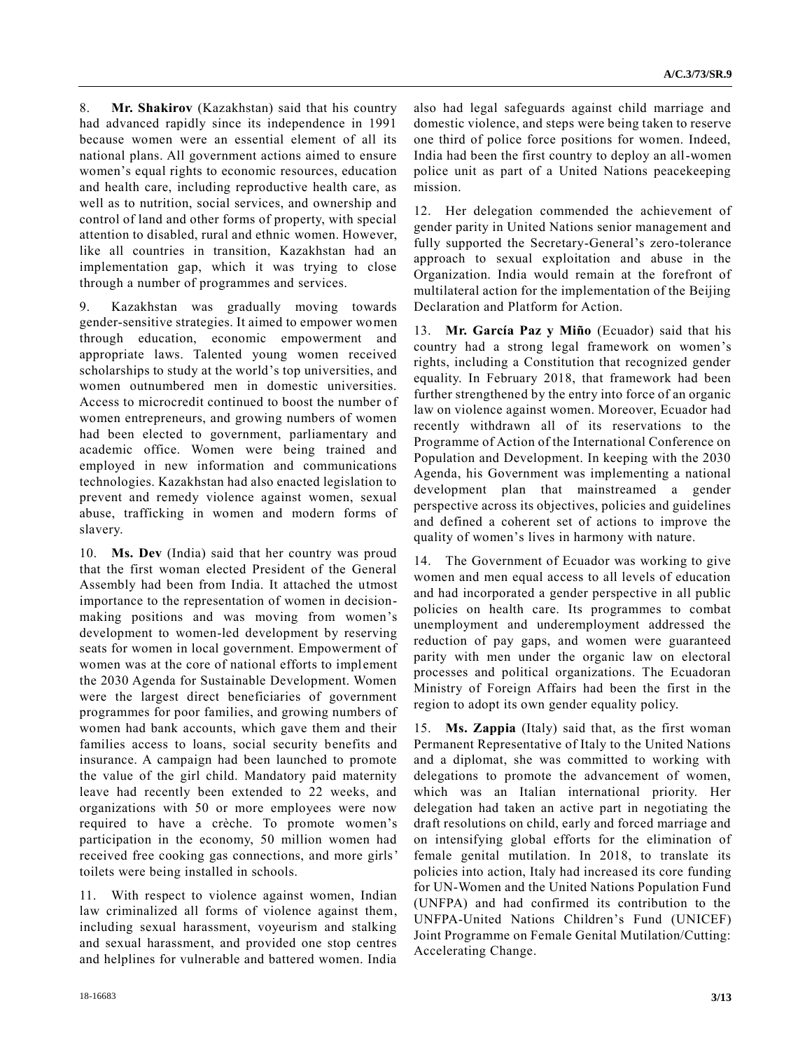8. **Mr. Shakirov** (Kazakhstan) said that his country had advanced rapidly since its independence in 1991 because women were an essential element of all its national plans. All government actions aimed to ensure women's equal rights to economic resources, education and health care, including reproductive health care, as well as to nutrition, social services, and ownership and control of land and other forms of property, with special attention to disabled, rural and ethnic women. However, like all countries in transition, Kazakhstan had an implementation gap, which it was trying to close through a number of programmes and services.

9. Kazakhstan was gradually moving towards gender-sensitive strategies. It aimed to empower women through education, economic empowerment and appropriate laws. Talented young women received scholarships to study at the world's top universities, and women outnumbered men in domestic universities. Access to microcredit continued to boost the number of women entrepreneurs, and growing numbers of women had been elected to government, parliamentary and academic office. Women were being trained and employed in new information and communications technologies. Kazakhstan had also enacted legislation to prevent and remedy violence against women, sexual abuse, trafficking in women and modern forms of slavery.

10. **Ms. Dev** (India) said that her country was proud that the first woman elected President of the General Assembly had been from India. It attached the utmost importance to the representation of women in decision-making positions and was moving from women's development to women-led development by reserving seats for women in local government. Empowerment of women was at the core of national efforts to implement the 2030 Agenda for Sustainable Development. Women were the largest direct beneficiaries of government programmes for poor families, and growing numbers of women had bank accounts, which gave them and their families access to loans, social security benefits and insurance. A campaign had been launched to promote the value of the girl child. Mandatory paid maternity leave had recently been extended to 22 weeks, and organizations with 50 or more employees were now required to have a crèche. To promote women's participation in the economy, 50 million women had received free cooking gas connections, and more girls' toilets were being installed in schools.

11. With respect to violence against women, Indian law criminalized all forms of violence against them, including sexual harassment, voyeurism and stalking and sexual harassment, and provided one stop centres and helplines for vulnerable and battered women. India also had legal safeguards against child marriage and domestic violence, and steps were being taken to reserve one third of police force positions for women. Indeed, India had been the first country to deploy an all-women police unit as part of a United Nations peacekeeping mission.

12. Her delegation commended the achievement of gender parity in United Nations senior management and fully supported the Secretary-General's zero-tolerance approach to sexual exploitation and abuse in the Organization. India would remain at the forefront of multilateral action for the implementation of the Beijing Declaration and Platform for Action.

13. **Mr. García Paz y Miño** (Ecuador) said that his country had a strong legal framework on women's rights, including a Constitution that recognized gender equality. In February 2018, that framework had been further strengthened by the entry into force of an organic law on violence against women. Moreover, Ecuador had recently withdrawn all of its reservations to the Programme of Action of the International Conference on Population and Development. In keeping with the 2030 Agenda, his Government was implementing a national development plan that mainstreamed a gender perspective across its objectives, policies and guidelines and defined a coherent set of actions to improve the quality of women's lives in harmony with nature.

14. The Government of Ecuador was working to give women and men equal access to all levels of education and had incorporated a gender perspective in all public policies on health care. Its programmes to combat unemployment and underemployment addressed the reduction of pay gaps, and women were guaranteed parity with men under the organic law on electoral processes and political organizations. The Ecuadoran Ministry of Foreign Affairs had been the first in the region to adopt its own gender equality policy.

15. **Ms. Zappia** (Italy) said that, as the first woman Permanent Representative of Italy to the United Nations and a diplomat, she was committed to working with delegations to promote the advancement of women, which was an Italian international priority. Her delegation had taken an active part in negotiating the draft resolutions on child, early and forced marriage and on intensifying global efforts for the elimination of female genital mutilation. In 2018, to translate its policies into action, Italy had increased its core funding for UN-Women and the United Nations Population Fund (UNFPA) and had confirmed its contribution to the UNFPA-United Nations Children's Fund (UNICEF) Joint Programme on Female Genital Mutilation/Cutting: Accelerating Change.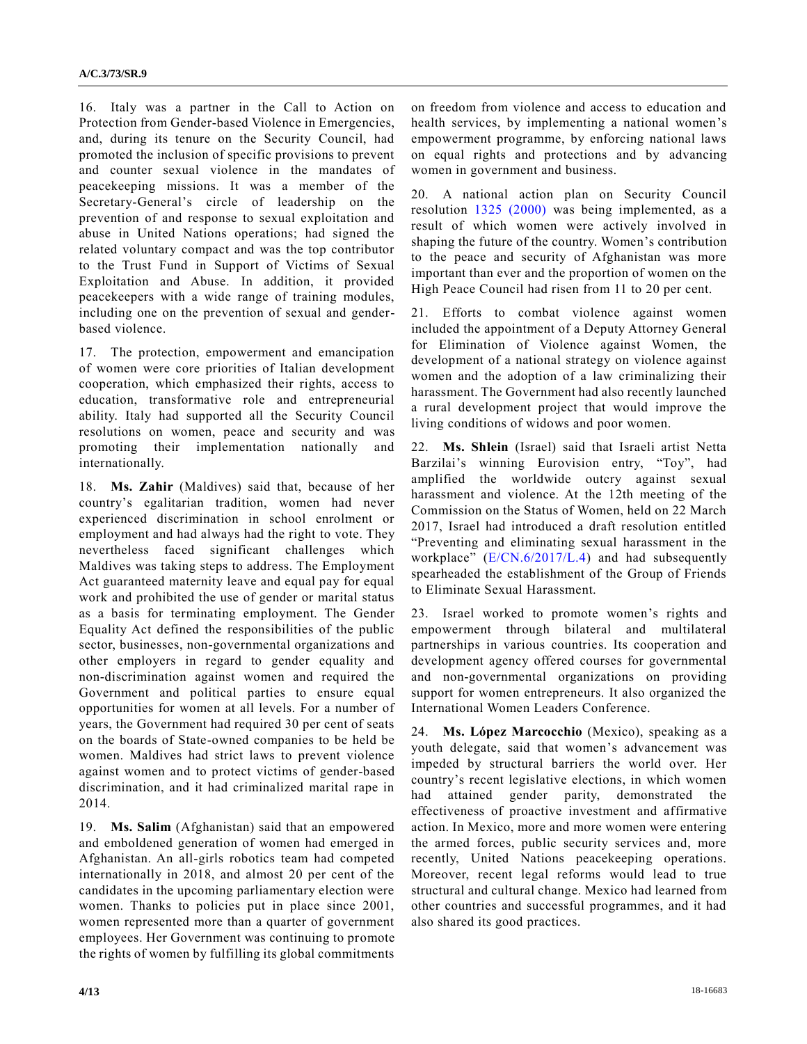16. Italy was a partner in the Call to Action on Protection from Gender-based Violence in Emergencies, and, during its tenure on the Security Council, had promoted the inclusion of specific provisions to prevent and counter sexual violence in the mandates of peacekeeping missions. It was a member of the Secretary-General's circle of leadership on the prevention of and response to sexual exploitation and abuse in United Nations operations; had signed the related voluntary compact and was the top contributor to the Trust Fund in Support of Victims of Sexual Exploitation and Abuse. In addition, it provided peacekeepers with a wide range of training modules, including one on the prevention of sexual and gender-based violence.

17. The protection, empowerment and emancipation of women were core priorities of Italian development cooperation, which emphasized their rights, access to education, transformative role and entrepreneurial ability. Italy had supported all the Security Council resolutions on women, peace and security and was promoting their implementation nationally and internationally.

18. **Ms. Zahir** (Maldives) said that, because of her country's egalitarian tradition, women had never experienced discrimination in school enrolment or employment and had always had the right to vote. They nevertheless faced significant challenges which Maldives was taking steps to address. The Employment Act guaranteed maternity leave and equal pay for equal work and prohibited the use of gender or marital status as a basis for terminating employment. The Gender Equality Act defined the responsibilities of the public sector, businesses, non-governmental organizations and other employers in regard to gender equality and non-discrimination against women and required the Government and political parties to ensure equal opportunities for women at all levels. For a number of years, the Government had required 30 per cent of seats on the boards of State-owned companies to be held be women. Maldives had strict laws to prevent violence against women and to protect victims of gender-based discrimination, and it had criminalized marital rape in 2014.

19. **Ms. Salim** (Afghanistan) said that an empowered and emboldened generation of women had emerged in Afghanistan. An all-girls robotics team had competed internationally in 2018, and almost 20 per cent of the candidates in the upcoming parliamentary election were women. Thanks to policies put in place since 2001, women represented more than a quarter of government employees. Her Government was continuing to promote the rights of women by fulfilling its global commitments on freedom from violence and access to education and health services, by implementing a national women's empowerment programme, by enforcing national laws on equal rights and protections and by advancing women in government and business.

20. A national action plan on Security Council resolution 1325 (2000) was being implemented, as a result of which women were actively involved in shaping the future of the country. Women's contribution to the peace and security of Afghanistan was more important than ever and the proportion of women on the High Peace Council had risen from 11 to 20 per cent.

21. Efforts to combat violence against women included the appointment of a Deputy Attorney General for Elimination of Violence against Women, the development of a national strategy on violence against women and the adoption of a law criminalizing their harassment. The Government had also recently launched a rural development project that would improve the living conditions of widows and poor women.

22. **Ms. Shlein** (Israel) said that Israeli artist Netta Barzilai's winning Eurovision entry, "Toy", had amplified the worldwide outcry against sexual harassment and violence. At the 12th meeting of the Commission on the Status of Women, held on 22 March 2017, Israel had introduced a draft resolution entitled "Preventing and eliminating sexual harassment in the workplace" (E/CN.6/2017/L.4) and had subsequently spearheaded the establishment of the Group of Friends to Eliminate Sexual Harassment.

23. Israel worked to promote women's rights and empowerment through bilateral and multilateral partnerships in various countries. Its cooperation and development agency offered courses for governmental and non-governmental organizations on providing support for women entrepreneurs. It also organized the International Women Leaders Conference.

24. **Ms. López Marcocchio** (Mexico), speaking as a youth delegate, said that women's advancement was impeded by structural barriers the world over. Her country's recent legislative elections, in which women had attained gender parity, demonstrated the effectiveness of proactive investment and affirmative action. In Mexico, more and more women were entering the armed forces, public security services and, more recently, United Nations peacekeeping operations. Moreover, recent legal reforms would lead to true structural and cultural change. Mexico had learned from other countries and successful programmes, and it had also shared its good practices.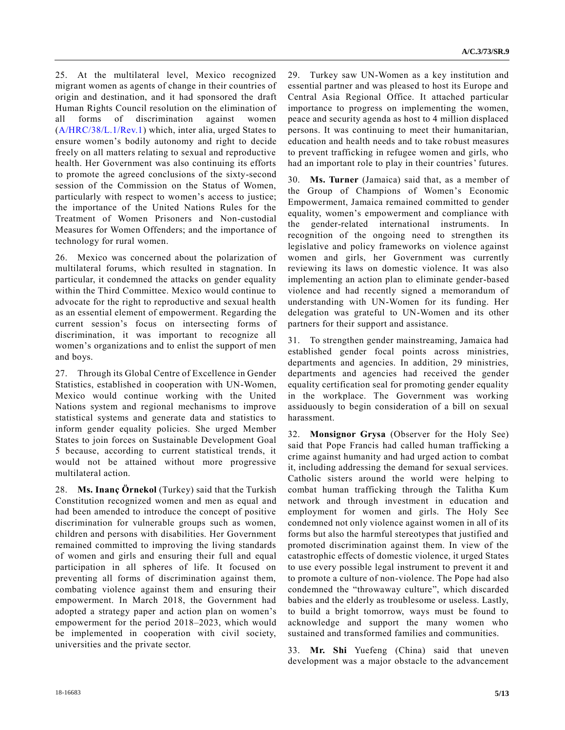25. At the multilateral level, Mexico recognized migrant women as agents of change in their countries of origin and destination, and it had sponsored the draft Human Rights Council resolution on the elimination of all forms of discrimination against women (A/HRC/38/L.1/Rev.1) which, inter alia, urged States to ensure women's bodily autonomy and right to decide freely on all matters relating to sexual and reproductive health. Her Government was also continuing its efforts to promote the agreed conclusions of the sixty-second session of the Commission on the Status of Women, particularly with respect to women's access to justice; the importance of the United Nations Rules for the Treatment of Women Prisoners and Non-custodial Measures for Women Offenders; and the importance of technology for rural women.

26. Mexico was concerned about the polarization of multilateral forums, which resulted in stagnation. In particular, it condemned the attacks on gender equality within the Third Committee. Mexico would continue to advocate for the right to reproductive and sexual health as an essential element of empowerment. Regarding the current session's focus on intersecting forms of discrimination, it was important to recognize all women's organizations and to enlist the support of men and boys.

27. Through its Global Centre of Excellence in Gender Statistics, established in cooperation with UN-Women, Mexico would continue working with the United Nations system and regional mechanisms to improve statistical systems and generate data and statistics to inform gender equality policies. She urged Member States to join forces on Sustainable Development Goal 5 because, according to current statistical trends, it would not be attained without more progressive multilateral action.

28. **Ms. Inanç Örnekol** (Turkey) said that the Turkish Constitution recognized women and men as equal and had been amended to introduce the concept of positive discrimination for vulnerable groups such as women, children and persons with disabilities. Her Government remained committed to improving the living standards of women and girls and ensuring their full and equal participation in all spheres of life. It focused on preventing all forms of discrimination against them, combating violence against them and ensuring their empowerment. In March 2018, the Government had adopted a strategy paper and action plan on women's empowerment for the period 2018–2023, which would be implemented in cooperation with civil society, universities and the private sector.

29. Turkey saw UN-Women as a key institution and essential partner and was pleased to host its Europe and Central Asia Regional Office. It attached particular importance to progress on implementing the women, peace and security agenda as host to 4 million displaced persons. It was continuing to meet their humanitarian, education and health needs and to take robust measures to prevent trafficking in refugee women and girls, who had an important role to play in their countries' futures.

30. **Ms. Turner** (Jamaica) said that, as a member of the Group of Champions of Women's Economic Empowerment, Jamaica remained committed to gender equality, women's empowerment and compliance with the gender-related international instruments. In recognition of the ongoing need to strengthen its legislative and policy frameworks on violence against women and girls, her Government was currently reviewing its laws on domestic violence. It was also implementing an action plan to eliminate gender-based violence and had recently signed a memorandum of understanding with UN-Women for its funding. Her delegation was grateful to UN-Women and its other partners for their support and assistance.

31. To strengthen gender mainstreaming, Jamaica had established gender focal points across ministries, departments and agencies. In addition, 29 ministries, departments and agencies had received the gender equality certification seal for promoting gender equality in the workplace. The Government was working assiduously to begin consideration of a bill on sexual harassment.

32. **Monsignor Grysa** (Observer for the Holy See) said that Pope Francis had called human trafficking a crime against humanity and had urged action to combat it, including addressing the demand for sexual services. Catholic sisters around the world were helping to combat human trafficking through the Talitha Kum network and through investment in education and employment for women and girls. The Holy See condemned not only violence against women in all of its forms but also the harmful stereotypes that justified and promoted discrimination against them. In view of the catastrophic effects of domestic violence, it urged States to use every possible legal instrument to prevent it and to promote a culture of non-violence. The Pope had also condemned the "throwaway culture", which discarded babies and the elderly as troublesome or useless. Lastly, to build a bright tomorrow, ways must be found to acknowledge and support the many women who sustained and transformed families and communities.

33. **Mr. Shi** Yuefeng (China) said that uneven development was a major obstacle to the advancement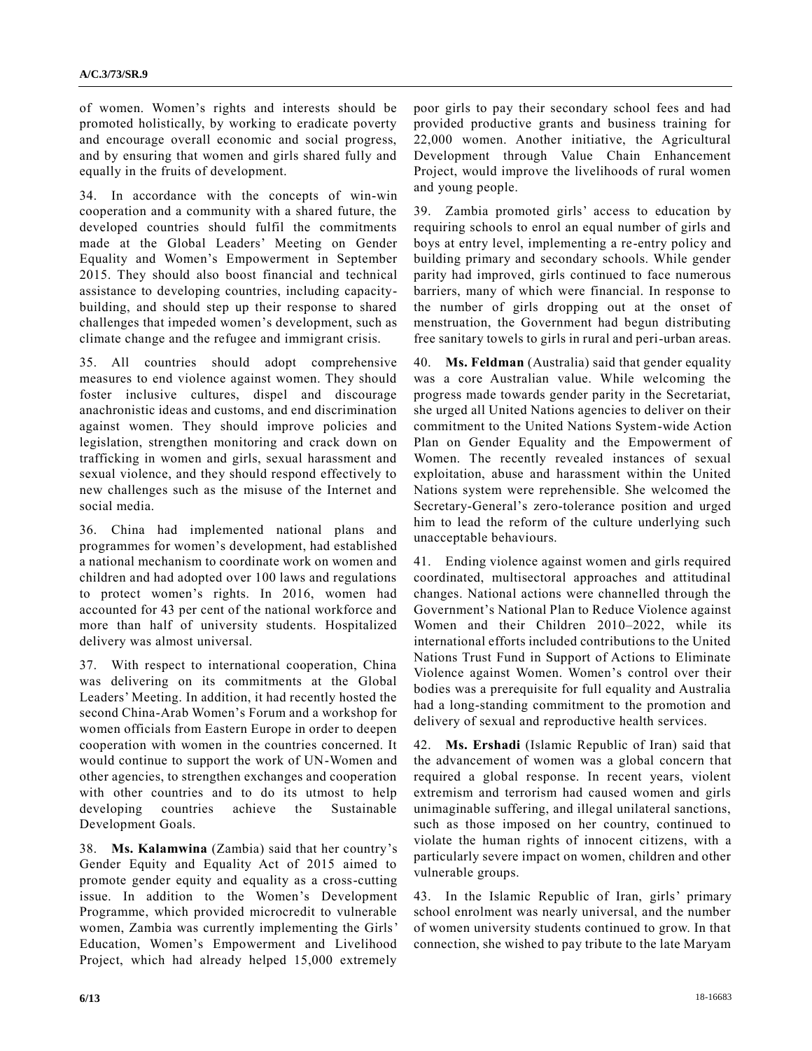of women. Women's rights and interests should be promoted holistically, by working to eradicate poverty and encourage overall economic and social progress, and by ensuring that women and girls shared fully and equally in the fruits of development.

34. In accordance with the concepts of win-win cooperation and a community with a shared future, the developed countries should fulfil the commitments made at the Global Leaders' Meeting on Gender Equality and Women's Empowerment in September 2015. They should also boost financial and technical assistance to developing countries, including capacity-building, and should step up their response to shared challenges that impeded women's development, such as climate change and the refugee and immigrant crisis.

35. All countries should adopt comprehensive measures to end violence against women. They should foster inclusive cultures, dispel and discourage anachronistic ideas and customs, and end discrimination against women. They should improve policies and legislation, strengthen monitoring and crack down on trafficking in women and girls, sexual harassment and sexual violence, and they should respond effectively to new challenges such as the misuse of the Internet and social media.

36. China had implemented national plans and programmes for women's development, had established a national mechanism to coordinate work on women and children and had adopted over 100 laws and regulations to protect women's rights. In 2016, women had accounted for 43 per cent of the national workforce and more than half of university students. Hospitalized delivery was almost universal.

37. With respect to international cooperation, China was delivering on its commitments at the Global Leaders' Meeting. In addition, it had recently hosted the second China-Arab Women's Forum and a workshop for women officials from Eastern Europe in order to deepen cooperation with women in the countries concerned. It would continue to support the work of UN-Women and other agencies, to strengthen exchanges and cooperation with other countries and to do its utmost to help developing countries achieve the Sustainable Development Goals.

38. **Ms. Kalamwina** (Zambia) said that her country's Gender Equity and Equality Act of 2015 aimed to promote gender equity and equality as a cross-cutting issue. In addition to the Women's Development Programme, which provided microcredit to vulnerable women, Zambia was currently implementing the Girls' Education, Women's Empowerment and Livelihood Project, which had already helped 15,000 extremely poor girls to pay their secondary school fees and had provided productive grants and business training for 22,000 women. Another initiative, the Agricultural Development through Value Chain Enhancement Project, would improve the livelihoods of rural women and young people.

39. Zambia promoted girls' access to education by requiring schools to enrol an equal number of girls and boys at entry level, implementing a re-entry policy and building primary and secondary schools. While gender parity had improved, girls continued to face numerous barriers, many of which were financial. In response to the number of girls dropping out at the onset of menstruation, the Government had begun distributing free sanitary towels to girls in rural and peri-urban areas.

40. **Ms. Feldman** (Australia) said that gender equality was a core Australian value. While welcoming the progress made towards gender parity in the Secretariat, she urged all United Nations agencies to deliver on their commitment to the United Nations System-wide Action Plan on Gender Equality and the Empowerment of Women. The recently revealed instances of sexual exploitation, abuse and harassment within the United Nations system were reprehensible. She welcomed the Secretary-General's zero-tolerance position and urged him to lead the reform of the culture underlying such unacceptable behaviours.

41. Ending violence against women and girls required coordinated, multisectoral approaches and attitudinal changes. National actions were channelled through the Government's National Plan to Reduce Violence against Women and their Children 2010–2022, while its international efforts included contributions to the United Nations Trust Fund in Support of Actions to Eliminate Violence against Women. Women's control over their bodies was a prerequisite for full equality and Australia had a long-standing commitment to the promotion and delivery of sexual and reproductive health services.

42. **Ms. Ershadi** (Islamic Republic of Iran) said that the advancement of women was a global concern that required a global response. In recent years, violent extremism and terrorism had caused women and girls unimaginable suffering, and illegal unilateral sanctions, such as those imposed on her country, continued to violate the human rights of innocent citizens, with a particularly severe impact on women, children and other vulnerable groups.

43. In the Islamic Republic of Iran, girls' primary school enrolment was nearly universal, and the number of women university students continued to grow. In that connection, she wished to pay tribute to the late Maryam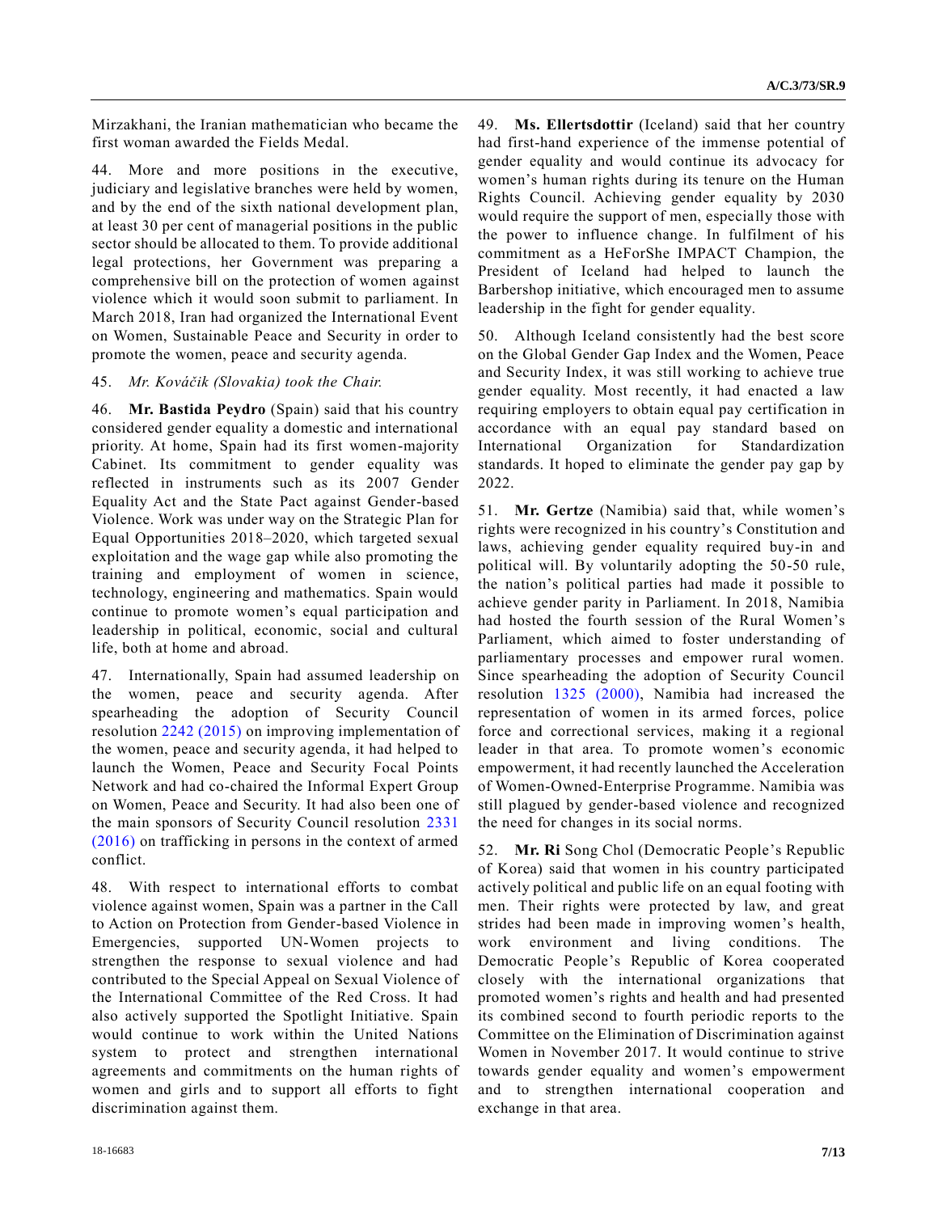Mirzakhani, the Iranian mathematician who became the first woman awarded the Fields Medal.

44. More and more positions in the executive, judiciary and legislative branches were held by women, and by the end of the sixth national development plan, at least 30 per cent of managerial positions in the public sector should be allocated to them. To provide additional legal protections, her Government was preparing a comprehensive bill on the protection of women against violence which it would soon submit to parliament. In March 2018, Iran had organized the International Event on Women, Sustainable Peace and Security in order to promote the women, peace and security agenda.

45. *Mr. Kováčik (Slovakia) took the Chair.*

46. **Mr. Bastida Peydro** (Spain) said that his country considered gender equality a domestic and international priority. At home, Spain had its first women-majority Cabinet. Its commitment to gender equality was reflected in instruments such as its 2007 Gender Equality Act and the State Pact against Gender-based Violence. Work was under way on the Strategic Plan for Equal Opportunities 2018–2020, which targeted sexual exploitation and the wage gap while also promoting the training and employment of women in science, technology, engineering and mathematics. Spain would continue to promote women's equal participation and leadership in political, economic, social and cultural life, both at home and abroad.

47. Internationally, Spain had assumed leadership on the women, peace and security agenda. After spearheading the adoption of Security Council resolution 2242 (2015) on improving implementation of the women, peace and security agenda, it had helped to launch the Women, Peace and Security Focal Points Network and had co-chaired the Informal Expert Group on Women, Peace and Security. It had also been one of the main sponsors of Security Council resolution 2331 (2016) on trafficking in persons in the context of armed conflict.

48. With respect to international efforts to combat violence against women, Spain was a partner in the Call to Action on Protection from Gender-based Violence in Emergencies, supported UN-Women projects to strengthen the response to sexual violence and had contributed to the Special Appeal on Sexual Violence of the International Committee of the Red Cross. It had also actively supported the Spotlight Initiative. Spain would continue to work within the United Nations system to protect and strengthen international agreements and commitments on the human rights of women and girls and to support all efforts to fight discrimination against them.

49. **Ms. Ellertsdottir** (Iceland) said that her country had first-hand experience of the immense potential of gender equality and would continue its advocacy for women's human rights during its tenure on the Human Rights Council. Achieving gender equality by 2030 would require the support of men, especially those with the power to influence change. In fulfilment of his commitment as a HeForShe IMPACT Champion, the President of Iceland had helped to launch the Barbershop initiative, which encouraged men to assume leadership in the fight for gender equality.

50. Although Iceland consistently had the best score on the Global Gender Gap Index and the Women, Peace and Security Index, it was still working to achieve true gender equality. Most recently, it had enacted a law requiring employers to obtain equal pay certification in accordance with an equal pay standard based on International Organization for Standardization standards. It hoped to eliminate the gender pay gap by 2022.

51. **Mr. Gertze** (Namibia) said that, while women's rights were recognized in his country's Constitution and laws, achieving gender equality required buy-in and political will. By voluntarily adopting the 50-50 rule, the nation's political parties had made it possible to achieve gender parity in Parliament. In 2018, Namibia had hosted the fourth session of the Rural Women's Parliament, which aimed to foster understanding of parliamentary processes and empower rural women. Since spearheading the adoption of Security Council resolution 1325 (2000), Namibia had increased the representation of women in its armed forces, police force and correctional services, making it a regional leader in that area. To promote women's economic empowerment, it had recently launched the Acceleration of Women-Owned-Enterprise Programme. Namibia was still plagued by gender-based violence and recognized the need for changes in its social norms.

52. **Mr. Ri** Song Chol (Democratic People's Republic of Korea) said that women in his country participated actively political and public life on an equal footing with men. Their rights were protected by law, and great strides had been made in improving women's health, work environment and living conditions. The Democratic People's Republic of Korea cooperated closely with the international organizations that promoted women's rights and health and had presented its combined second to fourth periodic reports to the Committee on the Elimination of Discrimination against Women in November 2017. It would continue to strive towards gender equality and women's empowerment and to strengthen international cooperation and exchange in that area.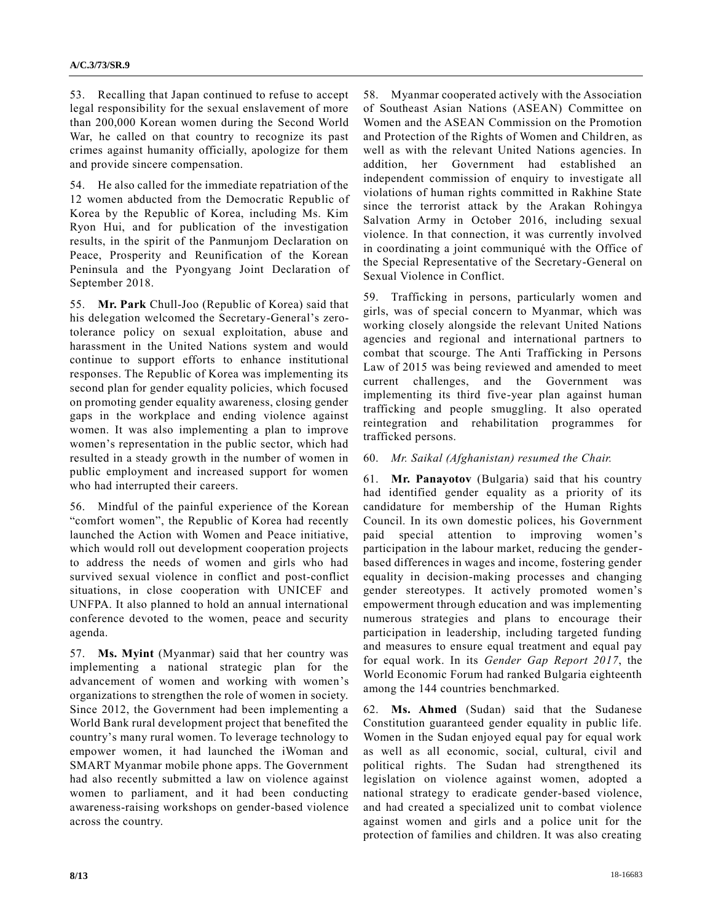53. Recalling that Japan continued to refuse to accept legal responsibility for the sexual enslavement of more than 200,000 Korean women during the Second World War, he called on that country to recognize its past crimes against humanity officially, apologize for them and provide sincere compensation.

54. He also called for the immediate repatriation of the 12 women abducted from the Democratic Republic of Korea by the Republic of Korea, including Ms. Kim Ryon Hui, and for publication of the investigation results, in the spirit of the Panmunjom Declaration on Peace, Prosperity and Reunification of the Korean Peninsula and the Pyongyang Joint Declaration of September 2018.

55. **Mr. Park** Chull-Joo (Republic of Korea) said that his delegation welcomed the Secretary-General's zero-tolerance policy on sexual exploitation, abuse and harassment in the United Nations system and would continue to support efforts to enhance institutional responses. The Republic of Korea was implementing its second plan for gender equality policies, which focused on promoting gender equality awareness, closing gender gaps in the workplace and ending violence against women. It was also implementing a plan to improve women's representation in the public sector, which had resulted in a steady growth in the number of women in public employment and increased support for women who had interrupted their careers.

56. Mindful of the painful experience of the Korean "comfort women", the Republic of Korea had recently launched the Action with Women and Peace initiative, which would roll out development cooperation projects to address the needs of women and girls who had survived sexual violence in conflict and post-conflict situations, in close cooperation with UNICEF and UNFPA. It also planned to hold an annual international conference devoted to the women, peace and security agenda.

57. **Ms. Myint** (Myanmar) said that her country was implementing a national strategic plan for the advancement of women and working with women's organizations to strengthen the role of women in society. Since 2012, the Government had been implementing a World Bank rural development project that benefited the country's many rural women. To leverage technology to empower women, it had launched the iWoman and SMART Myanmar mobile phone apps. The Government had also recently submitted a law on violence against women to parliament, and it had been conducting awareness-raising workshops on gender-based violence across the country.

58. Myanmar cooperated actively with the Association of Southeast Asian Nations (ASEAN) Committee on Women and the ASEAN Commission on the Promotion and Protection of the Rights of Women and Children, as well as with the relevant United Nations agencies. In addition, her Government had established an independent commission of enquiry to investigate all violations of human rights committed in Rakhine State since the terrorist attack by the Arakan Rohingya Salvation Army in October 2016, including sexual violence. In that connection, it was currently involved in coordinating a joint communiqué with the Office of the Special Representative of the Secretary-General on Sexual Violence in Conflict.

59. Trafficking in persons, particularly women and girls, was of special concern to Myanmar, which was working closely alongside the relevant United Nations agencies and regional and international partners to combat that scourge. The Anti Trafficking in Persons Law of 2015 was being reviewed and amended to meet current challenges, and the Government was implementing its third five-year plan against human trafficking and people smuggling. It also operated reintegration and rehabilitation programmes for trafficked persons.

60. *Mr. Saikal (Afghanistan) resumed the Chair.*

61. **Mr. Panayotov** (Bulgaria) said that his country had identified gender equality as a priority of its candidature for membership of the Human Rights Council. In its own domestic polices, his Government paid special attention to improving women's participation in the labour market, reducing the gender-based differences in wages and income, fostering gender equality in decision-making processes and changing gender stereotypes. It actively promoted women's empowerment through education and was implementing numerous strategies and plans to encourage their participation in leadership, including targeted funding and measures to ensure equal treatment and equal pay for equal work. In its *Gender Gap Report 2017*, the World Economic Forum had ranked Bulgaria eighteenth among the 144 countries benchmarked.

62. **Ms. Ahmed** (Sudan) said that the Sudanese Constitution guaranteed gender equality in public life. Women in the Sudan enjoyed equal pay for equal work as well as all economic, social, cultural, civil and political rights. The Sudan had strengthened its legislation on violence against women, adopted a national strategy to eradicate gender-based violence, and had created a specialized unit to combat violence against women and girls and a police unit for the protection of families and children. It was also creating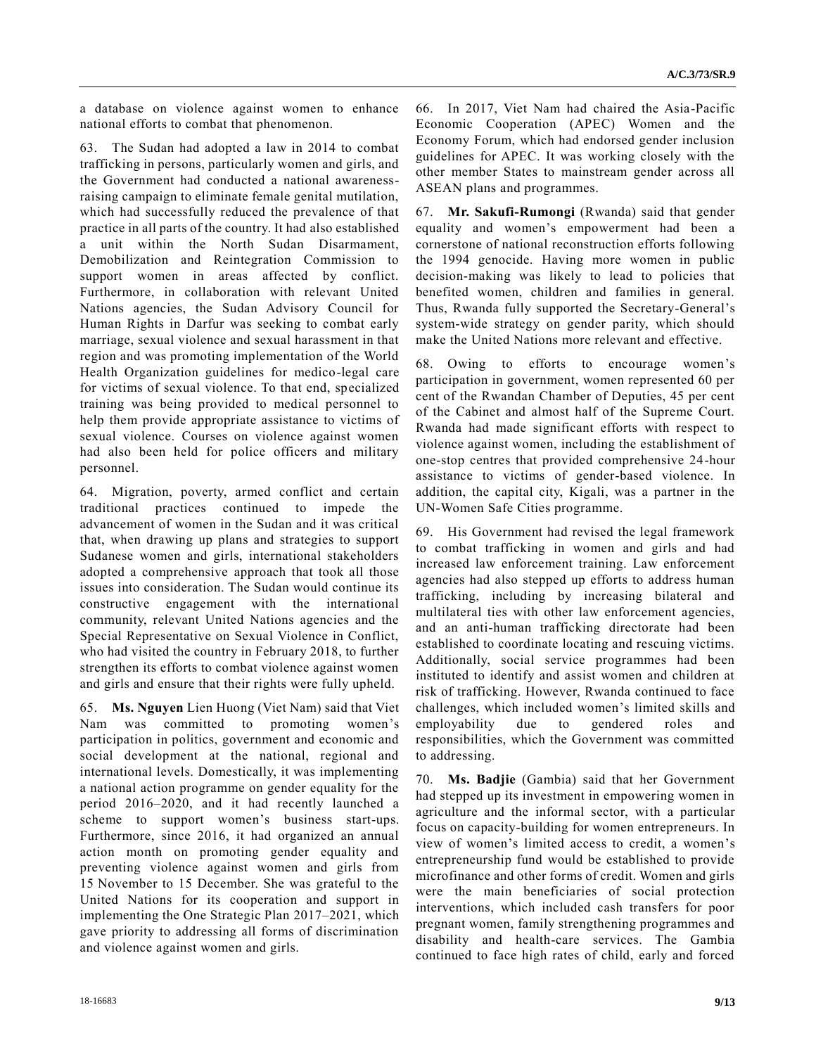a database on violence against women to enhance national efforts to combat that phenomenon.

63. The Sudan had adopted a law in 2014 to combat trafficking in persons, particularly women and girls, and the Government had conducted a national awareness-raising campaign to eliminate female genital mutilation, which had successfully reduced the prevalence of that practice in all parts of the country. It had also established a unit within the North Sudan Disarmament, Demobilization and Reintegration Commission to support women in areas affected by conflict. Furthermore, in collaboration with relevant United Nations agencies, the Sudan Advisory Council for Human Rights in Darfur was seeking to combat early marriage, sexual violence and sexual harassment in that region and was promoting implementation of the World Health Organization guidelines for medico-legal care for victims of sexual violence. To that end, specialized training was being provided to medical personnel to help them provide appropriate assistance to victims of sexual violence. Courses on violence against women had also been held for police officers and military personnel.

64. Migration, poverty, armed conflict and certain traditional practices continued to impede the advancement of women in the Sudan and it was critical that, when drawing up plans and strategies to support Sudanese women and girls, international stakeholders adopted a comprehensive approach that took all those issues into consideration. The Sudan would continue its constructive engagement with the international community, relevant United Nations agencies and the Special Representative on Sexual Violence in Conflict, who had visited the country in February 2018, to further strengthen its efforts to combat violence against women and girls and ensure that their rights were fully upheld.

65. **Ms. Nguyen** Lien Huong (Viet Nam) said that Viet Nam was committed to promoting women's participation in politics, government and economic and social development at the national, regional and international levels. Domestically, it was implementing a national action programme on gender equality for the period 2016–2020, and it had recently launched a scheme to support women's business start-ups. Furthermore, since 2016, it had organized an annual action month on promoting gender equality and preventing violence against women and girls from 15 November to 15 December. She was grateful to the United Nations for its cooperation and support in implementing the One Strategic Plan 2017–2021, which gave priority to addressing all forms of discrimination and violence against women and girls.

66. In 2017, Viet Nam had chaired the Asia-Pacific Economic Cooperation (APEC) Women and the Economy Forum, which had endorsed gender inclusion guidelines for APEC. It was working closely with the other member States to mainstream gender across all ASEAN plans and programmes.

67. **Mr. Sakufi-Rumongi** (Rwanda) said that gender equality and women's empowerment had been a cornerstone of national reconstruction efforts following the 1994 genocide. Having more women in public decision-making was likely to lead to policies that benefited women, children and families in general. Thus, Rwanda fully supported the Secretary-General's system-wide strategy on gender parity, which should make the United Nations more relevant and effective.

68. Owing to efforts to encourage women's participation in government, women represented 60 per cent of the Rwandan Chamber of Deputies, 45 per cent of the Cabinet and almost half of the Supreme Court. Rwanda had made significant efforts with respect to violence against women, including the establishment of one-stop centres that provided comprehensive 24-hour assistance to victims of gender-based violence. In addition, the capital city, Kigali, was a partner in the UN-Women Safe Cities programme.

69. His Government had revised the legal framework to combat trafficking in women and girls and had increased law enforcement training. Law enforcement agencies had also stepped up efforts to address human trafficking, including by increasing bilateral and multilateral ties with other law enforcement agencies, and an anti-human trafficking directorate had been established to coordinate locating and rescuing victims. Additionally, social service programmes had been instituted to identify and assist women and children at risk of trafficking. However, Rwanda continued to face challenges, which included women's limited skills and employability due to gendered roles and responsibilities, which the Government was committed to addressing.

70. **Ms. Badjie** (Gambia) said that her Government had stepped up its investment in empowering women in agriculture and the informal sector, with a particular focus on capacity-building for women entrepreneurs. In view of women's limited access to credit, a women's entrepreneurship fund would be established to provide microfinance and other forms of credit. Women and girls were the main beneficiaries of social protection interventions, which included cash transfers for poor pregnant women, family strengthening programmes and disability and health-care services. The Gambia continued to face high rates of child, early and forced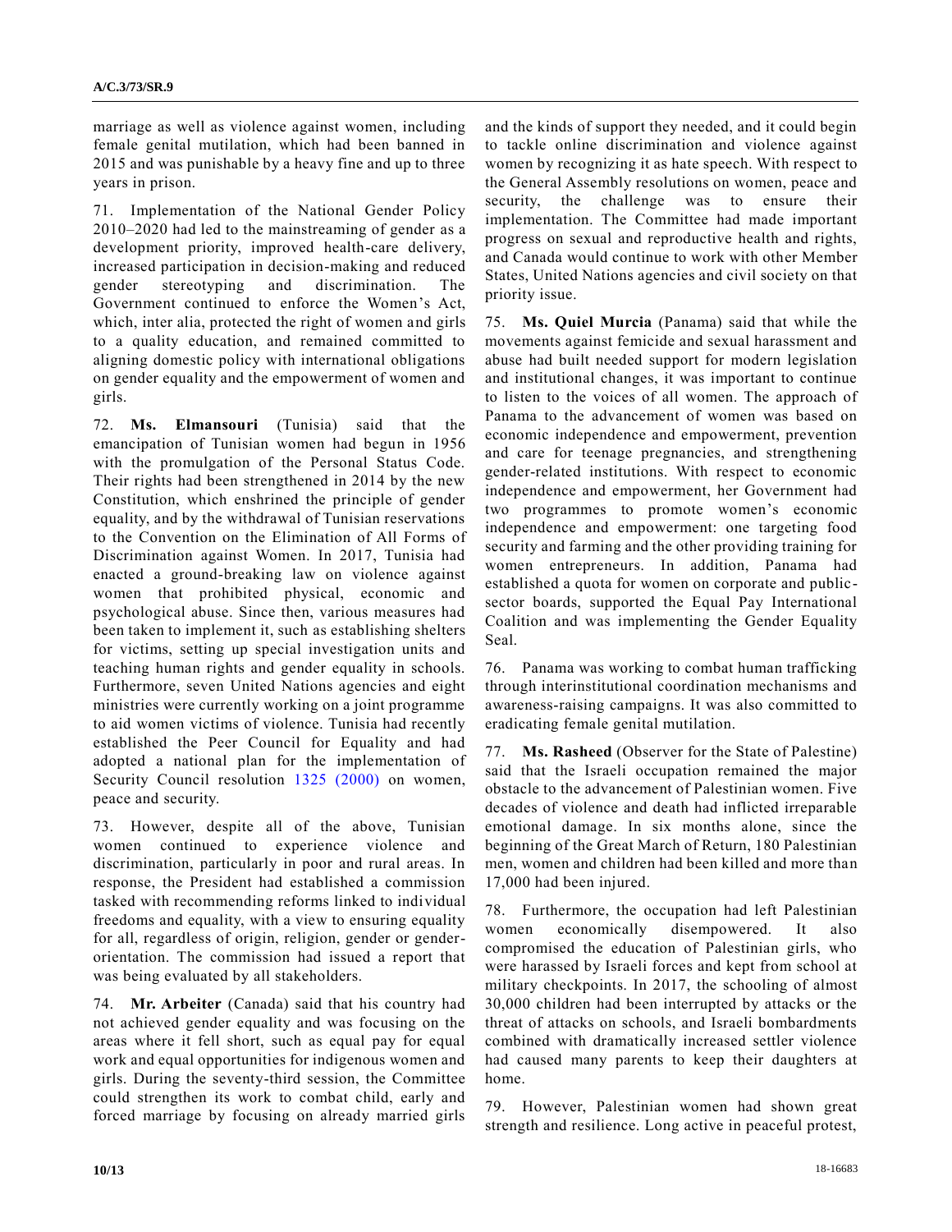marriage as well as violence against women, including female genital mutilation, which had been banned in 2015 and was punishable by a heavy fine and up to three years in prison.

71. Implementation of the National Gender Policy 2010–2020 had led to the mainstreaming of gender as a development priority, improved health-care delivery, increased participation in decision-making and reduced gender stereotyping and discrimination. The Government continued to enforce the Women's Act, which, inter alia, protected the right of women and girls to a quality education, and remained committed to aligning domestic policy with international obligations on gender equality and the empowerment of women and girls.

72. **Ms. Elmansouri** (Tunisia) said that the emancipation of Tunisian women had begun in 1956 with the promulgation of the Personal Status Code. Their rights had been strengthened in 2014 by the new Constitution, which enshrined the principle of gender equality, and by the withdrawal of Tunisian reservations to the Convention on the Elimination of All Forms of Discrimination against Women. In 2017, Tunisia had enacted a ground-breaking law on violence against women that prohibited physical, economic and psychological abuse. Since then, various measures had been taken to implement it, such as establishing shelters for victims, setting up special investigation units and teaching human rights and gender equality in schools. Furthermore, seven United Nations agencies and eight ministries were currently working on a joint programme to aid women victims of violence. Tunisia had recently established the Peer Council for Equality and had adopted a national plan for the implementation of Security Council resolution 1325 (2000) on women, peace and security.

73. However, despite all of the above, Tunisian women continued to experience violence and discrimination, particularly in poor and rural areas. In response, the President had established a commission tasked with recommending reforms linked to individual freedoms and equality, with a view to ensuring equality for all, regardless of origin, religion, gender or gender-orientation. The commission had issued a report that was being evaluated by all stakeholders.

74. **Mr. Arbeiter** (Canada) said that his country had not achieved gender equality and was focusing on the areas where it fell short, such as equal pay for equal work and equal opportunities for indigenous women and girls. During the seventy-third session, the Committee could strengthen its work to combat child, early and forced marriage by focusing on already married girls and the kinds of support they needed, and it could begin to tackle online discrimination and violence against women by recognizing it as hate speech. With respect to the General Assembly resolutions on women, peace and security, the challenge was to ensure their implementation. The Committee had made important progress on sexual and reproductive health and rights, and Canada would continue to work with other Member States, United Nations agencies and civil society on that priority issue.

75. **Ms. Quiel Murcia** (Panama) said that while the movements against femicide and sexual harassment and abuse had built needed support for modern legislation and institutional changes, it was important to continue to listen to the voices of all women. The approach of Panama to the advancement of women was based on economic independence and empowerment, prevention and care for teenage pregnancies, and strengthening gender-related institutions. With respect to economic independence and empowerment, her Government had two programmes to promote women's economic independence and empowerment: one targeting food security and farming and the other providing training for women entrepreneurs. In addition, Panama had established a quota for women on corporate and public-sector boards, supported the Equal Pay International Coalition and was implementing the Gender Equality Seal.

76. Panama was working to combat human trafficking through interinstitutional coordination mechanisms and awareness-raising campaigns. It was also committed to eradicating female genital mutilation.

77. **Ms. Rasheed** (Observer for the State of Palestine) said that the Israeli occupation remained the major obstacle to the advancement of Palestinian women. Five decades of violence and death had inflicted irreparable emotional damage. In six months alone, since the beginning of the Great March of Return, 180 Palestinian men, women and children had been killed and more than 17,000 had been injured.

78. Furthermore, the occupation had left Palestinian women economically disempowered. It also compromised the education of Palestinian girls, who were harassed by Israeli forces and kept from school at military checkpoints. In 2017, the schooling of almost 30,000 children had been interrupted by attacks or the threat of attacks on schools, and Israeli bombardments combined with dramatically increased settler violence had caused many parents to keep their daughters at home.

79. However, Palestinian women had shown great strength and resilience. Long active in peaceful protest,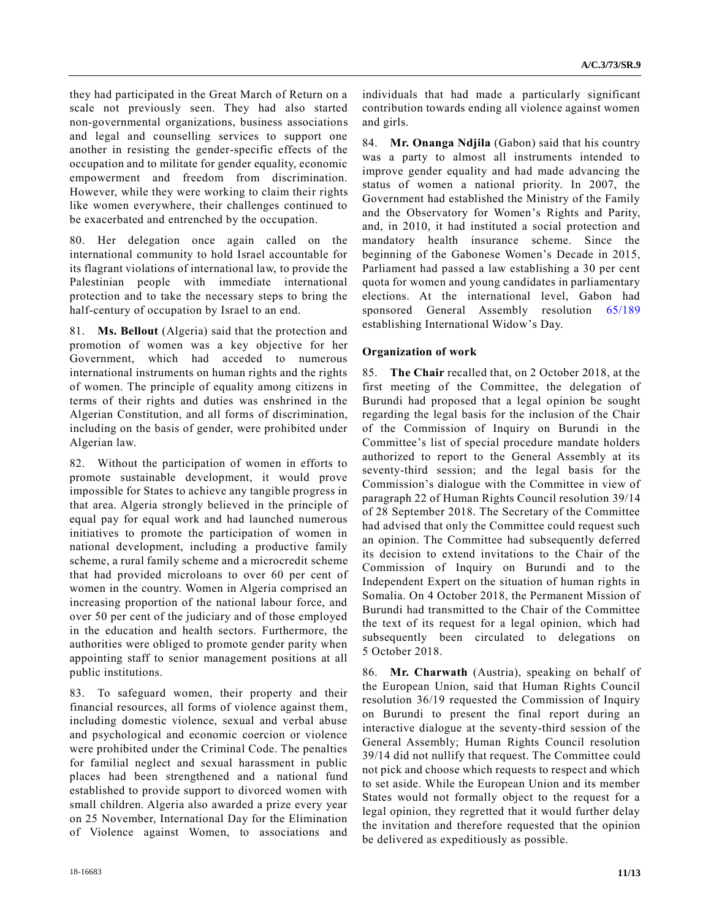they had participated in the Great March of Return on a scale not previously seen. They had also started non-governmental organizations, business associations and legal and counselling services to support one another in resisting the gender-specific effects of the occupation and to militate for gender equality, economic empowerment and freedom from discrimination. However, while they were working to claim their rights like women everywhere, their challenges continued to be exacerbated and entrenched by the occupation.

80. Her delegation once again called on the international community to hold Israel accountable for its flagrant violations of international law, to provide the Palestinian people with immediate international protection and to take the necessary steps to bring the half-century of occupation by Israel to an end.

81. **Ms. Bellout** (Algeria) said that the protection and promotion of women was a key objective for her Government, which had acceded to numerous international instruments on human rights and the rights of women. The principle of equality among citizens in terms of their rights and duties was enshrined in the Algerian Constitution, and all forms of discrimination, including on the basis of gender, were prohibited under Algerian law.

82. Without the participation of women in efforts to promote sustainable development, it would prove impossible for States to achieve any tangible progress in that area. Algeria strongly believed in the principle of equal pay for equal work and had launched numerous initiatives to promote the participation of women in national development, including a productive family scheme, a rural family scheme and a microcredit scheme that had provided microloans to over 60 per cent of women in the country. Women in Algeria comprised an increasing proportion of the national labour force, and over 50 per cent of the judiciary and of those employed in the education and health sectors. Furthermore, the authorities were obliged to promote gender parity when appointing staff to senior management positions at all public institutions.

83. To safeguard women, their property and their financial resources, all forms of violence against them, including domestic violence, sexual and verbal abuse and psychological and economic coercion or violence were prohibited under the Criminal Code. The penalties for familial neglect and sexual harassment in public places had been strengthened and a national fund established to provide support to divorced women with small children. Algeria also awarded a prize every year on 25 November, International Day for the Elimination of Violence against Women, to associations and individuals that had made a particularly significant contribution towards ending all violence against women and girls.

84. **Mr. Onanga Ndjila** (Gabon) said that his country was a party to almost all instruments intended to improve gender equality and had made advancing the status of women a national priority. In 2007, the Government had established the Ministry of the Family and the Observatory for Women's Rights and Parity, and, in 2010, it had instituted a social protection and mandatory health insurance scheme. Since the beginning of the Gabonese Women's Decade in 2015, Parliament had passed a law establishing a 30 per cent quota for women and young candidates in parliamentary elections. At the international level, Gabon had sponsored General Assembly resolution 65/189 establishing International Widow's Day.

### Organization of work

85. **The Chair** recalled that, on 2 October 2018, at the first meeting of the Committee, the delegation of Burundi had proposed that a legal opinion be sought regarding the legal basis for the inclusion of the Chair of the Commission of Inquiry on Burundi in the Committee's list of special procedure mandate holders authorized to report to the General Assembly at its seventy-third session; and the legal basis for the Commission's dialogue with the Committee in view of paragraph 22 of Human Rights Council resolution 39/14 of 28 September 2018. The Secretary of the Committee had advised that only the Committee could request such an opinion. The Committee had subsequently deferred its decision to extend invitations to the Chair of the Commission of Inquiry on Burundi and to the Independent Expert on the situation of human rights in Somalia. On 4 October 2018, the Permanent Mission of Burundi had transmitted to the Chair of the Committee the text of its request for a legal opinion, which had subsequently been circulated to delegations on 5 October 2018.

86. **Mr. Charwath** (Austria), speaking on behalf of the European Union, said that Human Rights Council resolution 36/19 requested the Commission of Inquiry on Burundi to present the final report during an interactive dialogue at the seventy-third session of the General Assembly; Human Rights Council resolution 39/14 did not nullify that request. The Committee could not pick and choose which requests to respect and which to set aside. While the European Union and its member States would not formally object to the request for a legal opinion, they regretted that it would further delay the invitation and therefore requested that the opinion be delivered as expeditiously as possible.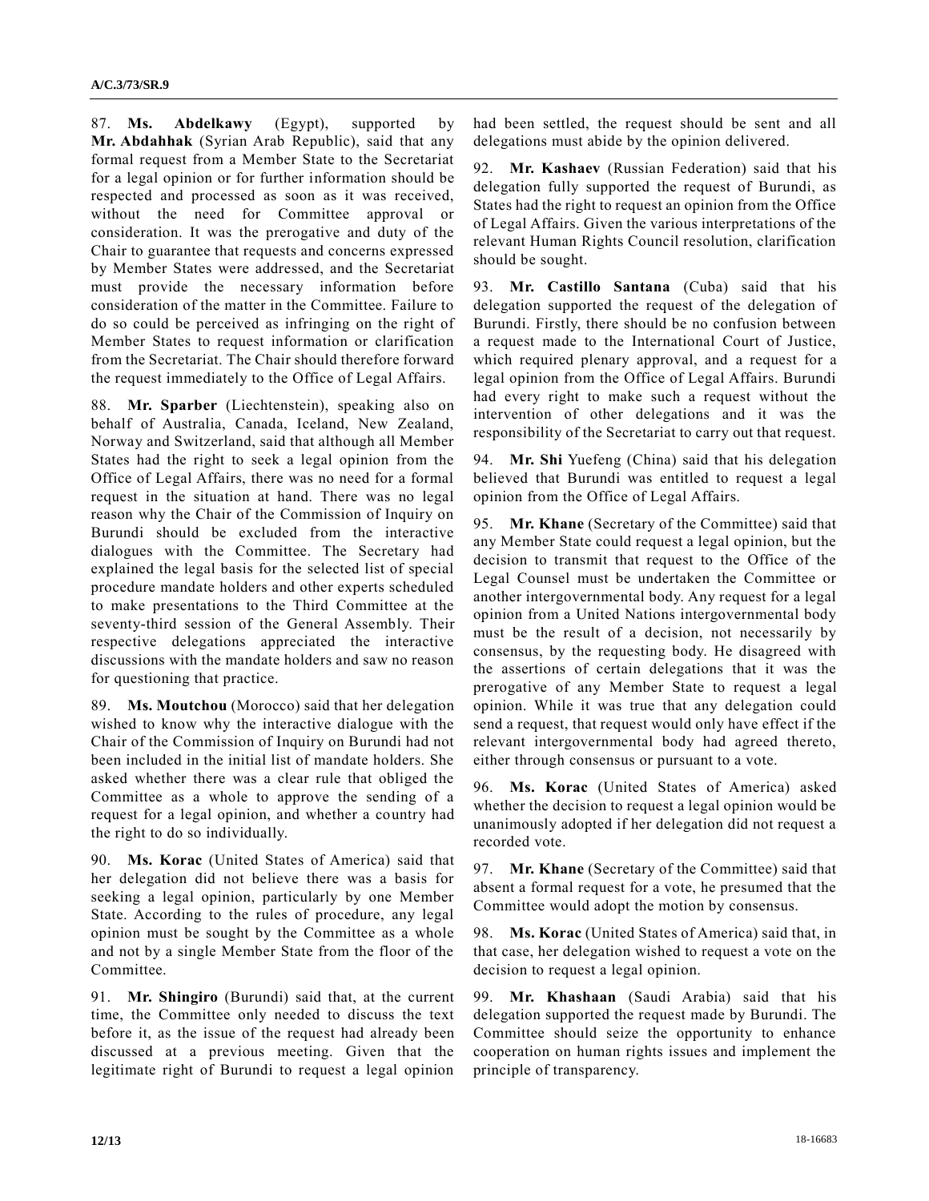87. **Ms. Abdelkawy** (Egypt), supported by **Mr. Abdahhak** (Syrian Arab Republic), said that any formal request from a Member State to the Secretariat for a legal opinion or for further information should be respected and processed as soon as it was received, without the need for Committee approval or consideration. It was the prerogative and duty of the Chair to guarantee that requests and concerns expressed by Member States were addressed, and the Secretariat must provide the necessary information before consideration of the matter in the Committee. Failure to do so could be perceived as infringing on the right of Member States to request information or clarification from the Secretariat. The Chair should therefore forward the request immediately to the Office of Legal Affairs.

88. **Mr. Sparber** (Liechtenstein), speaking also on behalf of Australia, Canada, Iceland, New Zealand, Norway and Switzerland, said that although all Member States had the right to seek a legal opinion from the Office of Legal Affairs, there was no need for a formal request in the situation at hand. There was no legal reason why the Chair of the Commission of Inquiry on Burundi should be excluded from the interactive dialogues with the Committee. The Secretary had explained the legal basis for the selected list of special procedure mandate holders and other experts scheduled to make presentations to the Third Committee at the seventy-third session of the General Assembly. Their respective delegations appreciated the interactive discussions with the mandate holders and saw no reason for questioning that practice.

89. **Ms. Moutchou** (Morocco) said that her delegation wished to know why the interactive dialogue with the Chair of the Commission of Inquiry on Burundi had not been included in the initial list of mandate holders. She asked whether there was a clear rule that obliged the Committee as a whole to approve the sending of a request for a legal opinion, and whether a country had the right to do so individually.

90. **Ms. Korac** (United States of America) said that her delegation did not believe there was a basis for seeking a legal opinion, particularly by one Member State. According to the rules of procedure, any legal opinion must be sought by the Committee as a whole and not by a single Member State from the floor of the Committee.

91. **Mr. Shingiro** (Burundi) said that, at the current time, the Committee only needed to discuss the text before it, as the issue of the request had already been discussed at a previous meeting. Given that the legitimate right of Burundi to request a legal opinion had been settled, the request should be sent and all delegations must abide by the opinion delivered.

92. **Mr. Kashaev** (Russian Federation) said that his delegation fully supported the request of Burundi, as States had the right to request an opinion from the Office of Legal Affairs. Given the various interpretations of the relevant Human Rights Council resolution, clarification should be sought.

93. **Mr. Castillo Santana** (Cuba) said that his delegation supported the request of the delegation of Burundi. Firstly, there should be no confusion between a request made to the International Court of Justice, which required plenary approval, and a request for a legal opinion from the Office of Legal Affairs. Burundi had every right to make such a request without the intervention of other delegations and it was the responsibility of the Secretariat to carry out that request.

94. **Mr. Shi** Yuefeng (China) said that his delegation believed that Burundi was entitled to request a legal opinion from the Office of Legal Affairs.

95. **Mr. Khane** (Secretary of the Committee) said that any Member State could request a legal opinion, but the decision to transmit that request to the Office of the Legal Counsel must be undertaken the Committee or another intergovernmental body. Any request for a legal opinion from a United Nations intergovernmental body must be the result of a decision, not necessarily by consensus, by the requesting body. He disagreed with the assertions of certain delegations that it was the prerogative of any Member State to request a legal opinion. While it was true that any delegation could send a request, that request would only have effect if the relevant intergovernmental body had agreed thereto, either through consensus or pursuant to a vote.

96. **Ms. Korac** (United States of America) asked whether the decision to request a legal opinion would be unanimously adopted if her delegation did not request a recorded vote.

97. **Mr. Khane** (Secretary of the Committee) said that absent a formal request for a vote, he presumed that the Committee would adopt the motion by consensus.

98. **Ms. Korac** (United States of America) said that, in that case, her delegation wished to request a vote on the decision to request a legal opinion.

99. **Mr. Khashaan** (Saudi Arabia) said that his delegation supported the request made by Burundi. The Committee should seize the opportunity to enhance cooperation on human rights issues and implement the principle of transparency.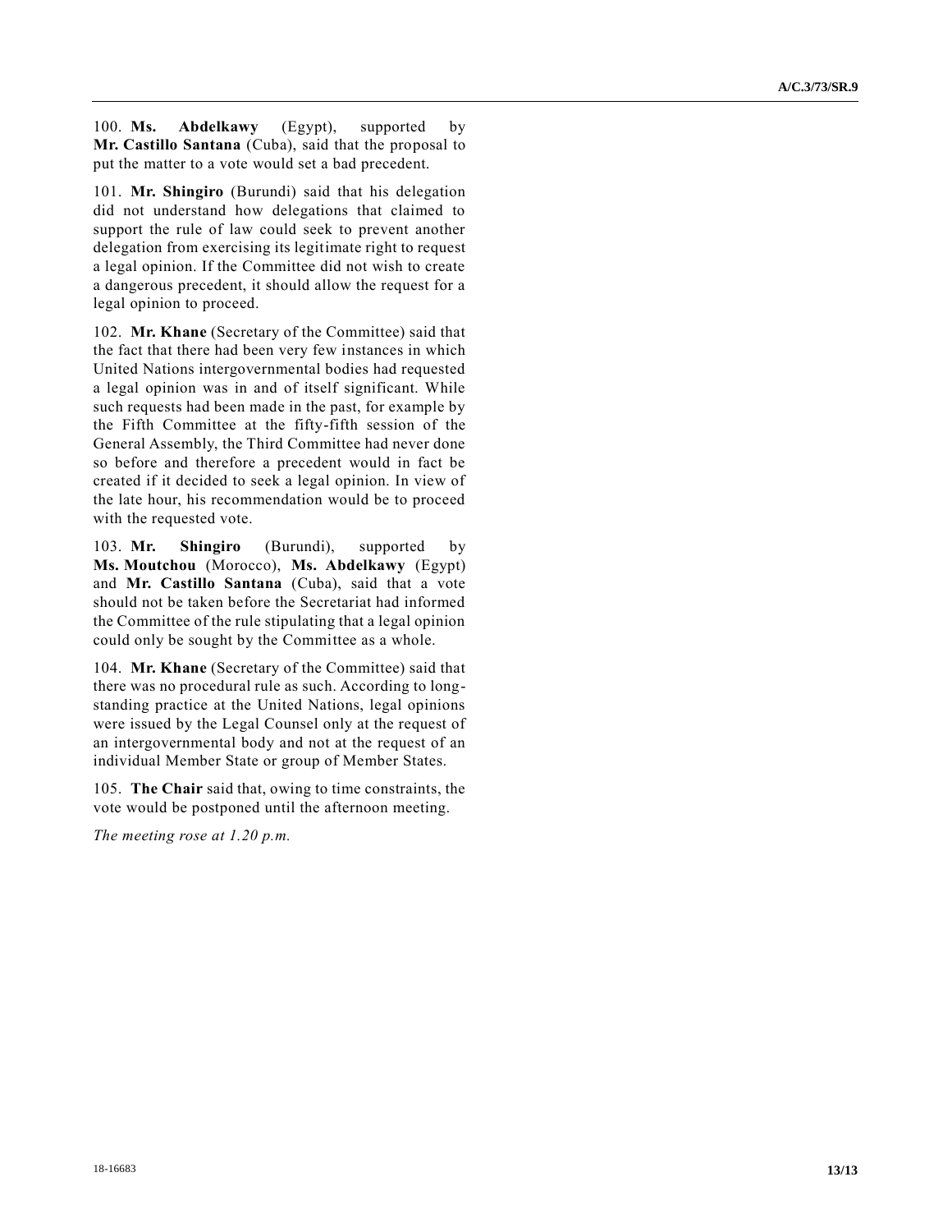100. **Ms. Abdelkawy** (Egypt), supported by **Mr. Castillo Santana** (Cuba), said that the proposal to put the matter to a vote would set a bad precedent.

101. **Mr. Shingiro** (Burundi) said that his delegation did not understand how delegations that claimed to support the rule of law could seek to prevent another delegation from exercising its legitimate right to request a legal opinion. If the Committee did not wish to create a dangerous precedent, it should allow the request for a legal opinion to proceed.

102. **Mr. Khane** (Secretary of the Committee) said that the fact that there had been very few instances in which United Nations intergovernmental bodies had requested a legal opinion was in and of itself significant. While such requests had been made in the past, for example by the Fifth Committee at the fifty-fifth session of the General Assembly, the Third Committee had never done so before and therefore a precedent would in fact be created if it decided to seek a legal opinion. In view of the late hour, his recommendation would be to proceed with the requested vote.

103. **Mr. Shingiro** (Burundi), supported by **Ms. Moutchou** (Morocco), **Ms. Abdelkawy** (Egypt) and **Mr. Castillo Santana** (Cuba), said that a vote should not be taken before the Secretariat had informed the Committee of the rule stipulating that a legal opinion could only be sought by the Committee as a whole.

104. **Mr. Khane** (Secretary of the Committee) said that there was no procedural rule as such. According to long-standing practice at the United Nations, legal opinions were issued by the Legal Counsel only at the request of an intergovernmental body and not at the request of an individual Member State or group of Member States.

105. **The Chair** said that, owing to time constraints, the vote would be postponed until the afternoon meeting.

*The meeting rose at 1.20 p.m.*